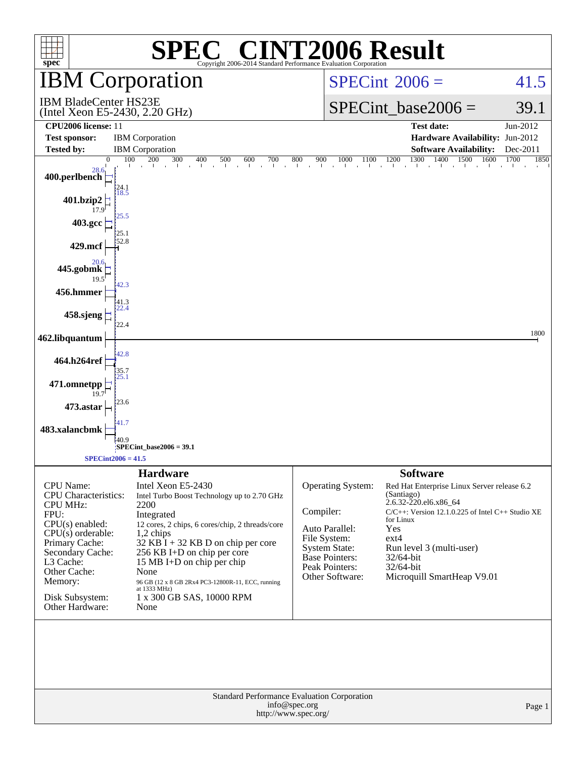# SPEC® CINT2006 Result

Copyright 2006-2014 Standard Performance Evaluation Corporation

## IBM Corporation

IBM BladeCenter HS23E
(Intel Xeon E5-2430, 2.20 GHz)

SPECint_2006 = 41.5

SPECint_base2006 = 39.1

| | | | |
|---|---|---|---|
| **CPU2006 license:** 11 | | **Test date:** | Jun-2012 |
| **Test sponsor:** | IBM Corporation | **Hardware Availability:** | Jun-2012 |
| **Tested by:** | IBM Corporation | **Software Availability:** | Dec-2011 |

| Benchmark | Peak | Base |
|---|---|---|
| 400.perlbench | 28.6 | 24.1 |
| 401.bzip2 | 18.5 | 17.9 |
| 403.gcc | 25.5 | 25.1 |
| 429.mcf | 52.8 | |
| 445.gobmk | 20.6 | 19.5 |
| 456.hmmer | 42.3 | 41.3 |
| 458.sjeng | 22.4 | 22.4 |
| 462.libquantum | 1800 | |
| 464.h264ref | 42.8 | 35.7 |
| 471.omnetpp | 25.1 | 19.7 |
| 473.astar | 23.6 | |
| 483.xalancbmk | 41.7 | 40.9 |

SPECint_base2006 = 39.1

SPECint2006 = 41.5

### Hardware

| | |
|---|---|
| CPU Name: | Intel Xeon E5-2430 |
| CPU Characteristics: | Intel Turbo Boost Technology up to 2.70 GHz |
| CPU MHz: | 2200 |
| FPU: | Integrated |
| CPU(s) enabled: | 12 cores, 2 chips, 6 cores/chip, 2 threads/core |
| CPU(s) orderable: | 1,2 chips |
| Primary Cache: | 32 KB I + 32 KB D on chip per core |
| Secondary Cache: | 256 KB I+D on chip per core |
| L3 Cache: | 15 MB I+D on chip per chip |
| Other Cache: | None |
| Memory: | 96 GB (12 x 8 GB 2Rx4 PC3-12800R-11, ECC, running at 1333 MHz) |
| Disk Subsystem: | 1 x 300 GB SAS, 10000 RPM |
| Other Hardware: | None |

### Software

| | |
|---|---|
| Operating System: | Red Hat Enterprise Linux Server release 6.2 (Santiago) 2.6.32-220.el6.x86_64 |
| Compiler: | C/C++: Version 12.1.0.225 of Intel C++ Studio XE for Linux |
| Auto Parallel: | Yes |
| File System: | ext4 |
| System State: | Run level 3 (multi-user) |
| Base Pointers: | 32/64-bit |
| Peak Pointers: | 32/64-bit |
| Other Software: | Microquill SmartHeap V9.01 |

Standard Performance Evaluation Corporation
info@spec.org
http://www.spec.org/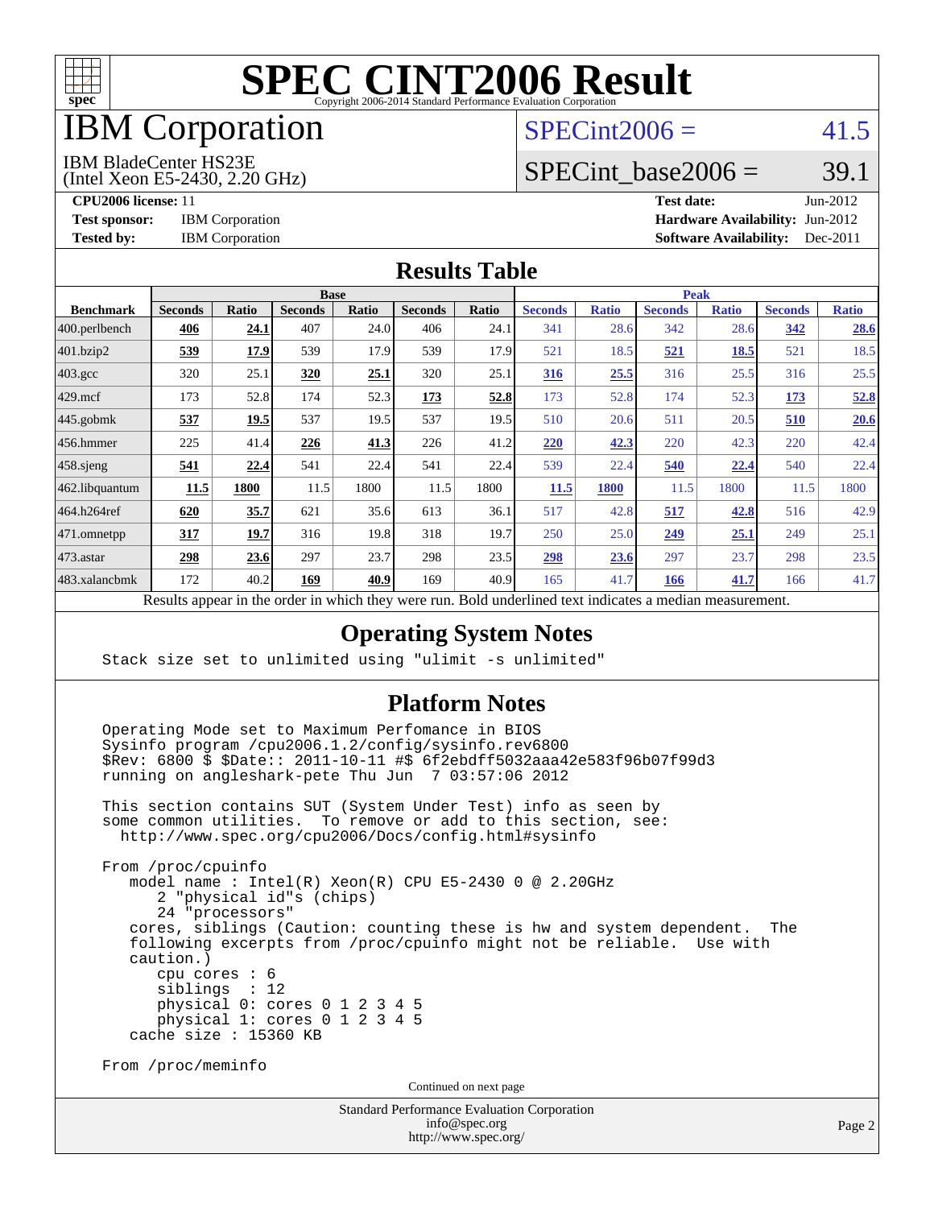# SPEC CINT2006 Result

Copyright 2006-2014 Standard Performance Evaluation Corporation

# IBM Corporation

IBM BladeCenter HS23E
(Intel Xeon E5-2430, 2.20 GHz)

SPECint2006 = 41.5

SPECint_base2006 = 39.1

| | | | |
|---|---|---|---|
| **CPU2006 license:** 11 | | **Test date:** | Jun-2012 |
| **Test sponsor:** | IBM Corporation | **Hardware Availability:** | Jun-2012 |
| **Tested by:** | IBM Corporation | **Software Availability:** | Dec-2011 |

## Results Table

| Benchmark | Base | | | | | | Peak | | | | | |
|---|---|---|---|---|---|---|---|---|---|---|---|---|
| | Seconds | Ratio | Seconds | Ratio | Seconds | Ratio | Seconds | Ratio | Seconds | Ratio | Seconds | Ratio |
| 400.perlbench | **406** | **24.1** | 407 | 24.0 | 406 | 24.1 | 341 | 28.6 | 342 | 28.6 | **342** | **28.6** |
| 401.bzip2 | **539** | **17.9** | 539 | 17.9 | 539 | 17.9 | 521 | 18.5 | **521** | **18.5** | 521 | 18.5 |
| 403.gcc | 320 | 25.1 | **320** | **25.1** | 320 | 25.1 | **316** | **25.5** | 316 | 25.5 | 316 | 25.5 |
| 429.mcf | 173 | 52.8 | 174 | 52.3 | **173** | **52.8** | 173 | 52.8 | 174 | 52.3 | **173** | **52.8** |
| 445.gobmk | **537** | **19.5** | 537 | 19.5 | 537 | 19.5 | 510 | 20.6 | 511 | 20.5 | **510** | **20.6** |
| 456.hmmer | 225 | 41.4 | **226** | **41.3** | 226 | 41.2 | **220** | **42.3** | 220 | 42.3 | 220 | 42.4 |
| 458.sjeng | **541** | **22.4** | 541 | 22.4 | 541 | 22.4 | 539 | 22.4 | **540** | **22.4** | 540 | 22.4 |
| 462.libquantum | **11.5** | **1800** | 11.5 | 1800 | 11.5 | 1800 | **11.5** | **1800** | 11.5 | 1800 | 11.5 | 1800 |
| 464.h264ref | **620** | **35.7** | 621 | 35.6 | 613 | 36.1 | 517 | 42.8 | **517** | **42.8** | 516 | 42.9 |
| 471.omnetpp | **317** | **19.7** | 316 | 19.8 | 318 | 19.7 | 250 | 25.0 | **249** | **25.1** | 249 | 25.1 |
| 473.astar | **298** | **23.6** | 297 | 23.7 | 298 | 23.5 | **298** | **23.6** | 297 | 23.7 | 298 | 23.5 |
| 483.xalancbmk | 172 | 40.2 | **169** | **40.9** | 169 | 40.9 | 165 | 41.7 | **166** | **41.7** | 166 | 41.7 |

Results appear in the order in which they were run. Bold underlined text indicates a median measurement.

## Operating System Notes

```
Stack size set to unlimited using "ulimit -s unlimited"
```

## Platform Notes

```
Operating Mode set to Maximum Perfomance in BIOS
Sysinfo program /cpu2006.1.2/config/sysinfo.rev6800
$Rev: 6800 $ $Date:: 2011-10-11 #$ 6f2ebdff5032aaa42e583f96b07f99d3
running on angleshark-pete Thu Jun  7 03:57:06 2012

This section contains SUT (System Under Test) info as seen by
some common utilities.  To remove or add to this section, see:
  http://www.spec.org/cpu2006/Docs/config.html#sysinfo

From /proc/cpuinfo
   model name : Intel(R) Xeon(R) CPU E5-2430 0 @ 2.20GHz
      2 "physical id"s (chips)
      24 "processors"
   cores, siblings (Caution: counting these is hw and system dependent.  The
   following excerpts from /proc/cpuinfo might not be reliable.  Use with
   caution.)
      cpu cores : 6
      siblings  : 12
      physical 0: cores 0 1 2 3 4 5
      physical 1: cores 0 1 2 3 4 5
   cache size : 15360 KB

From /proc/meminfo
```

Continued on next page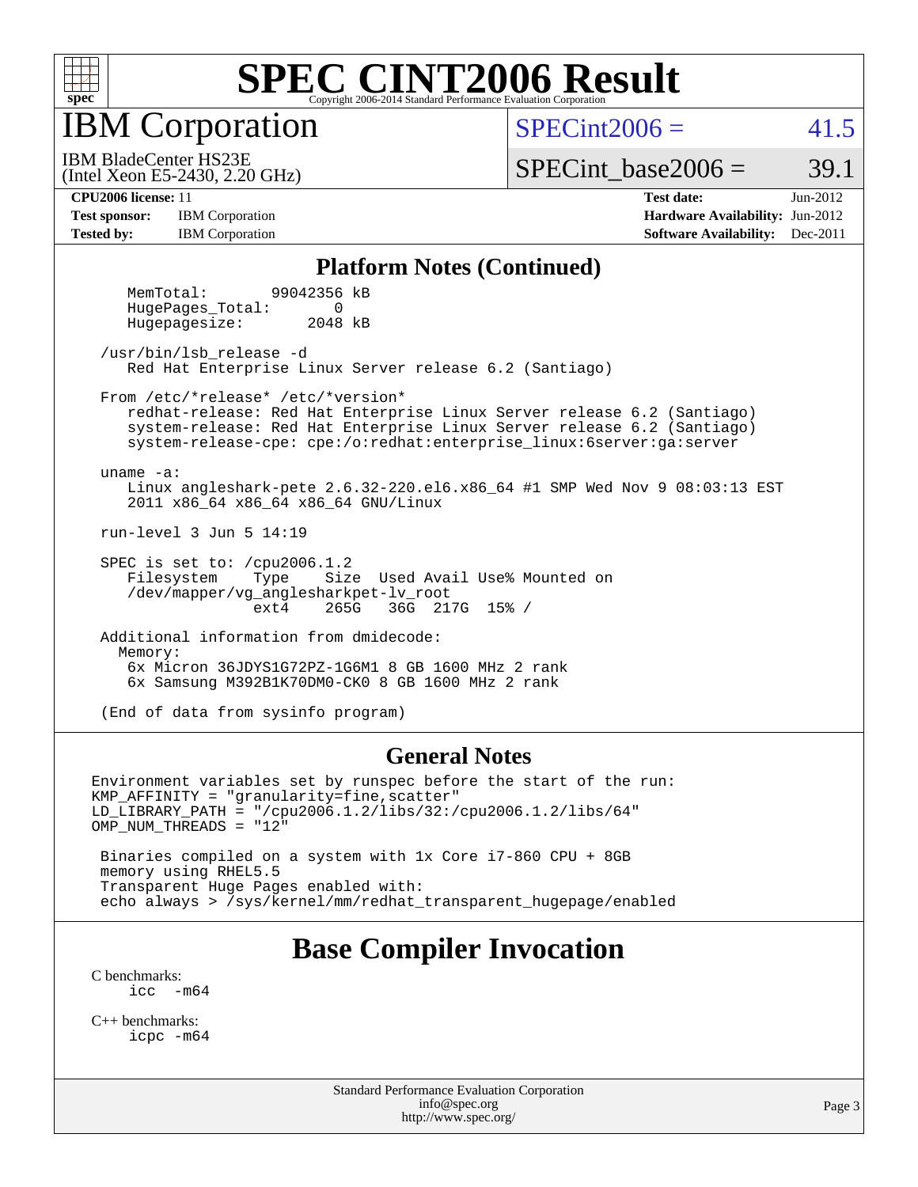# SPEC CINT2006 Result

Copyright 2006-2014 Standard Performance Evaluation Corporation

## IBM Corporation

IBM BladeCenter HS23E
(Intel Xeon E5-2430, 2.20 GHz)

SPECint2006 = 41.5

SPECint_base2006 = 39.1

**CPU2006 license:** 11
**Test sponsor:** IBM Corporation
**Tested by:** IBM Corporation

**Test date:** Jun-2012
**Hardware Availability:** Jun-2012
**Software Availability:** Dec-2011

### Platform Notes (Continued)

```
    MemTotal:        99042356 kB
    HugePages_Total:        0
    Hugepagesize:        2048 kB

 /usr/bin/lsb_release -d
    Red Hat Enterprise Linux Server release 6.2 (Santiago)

 From /etc/*release* /etc/*version*
    redhat-release: Red Hat Enterprise Linux Server release 6.2 (Santiago)
    system-release: Red Hat Enterprise Linux Server release 6.2 (Santiago)
    system-release-cpe: cpe:/o:redhat:enterprise_linux:6server:ga:server

 uname -a:
    Linux angleshark-pete 2.6.32-220.el6.x86_64 #1 SMP Wed Nov 9 08:03:13 EST
    2011 x86_64 x86_64 x86_64 GNU/Linux

 run-level 3 Jun 5 14:19

 SPEC is set to: /cpu2006.1.2
    Filesystem    Type    Size  Used Avail Use% Mounted on
    /dev/mapper/vg_anglesharkpet-lv_root
                  ext4    265G   36G  217G  15% /

 Additional information from dmidecode:
   Memory:
    6x Micron 36JDYS1G72PZ-1G6M1 8 GB 1600 MHz 2 rank
    6x Samsung M392B1K70DM0-CK0 8 GB 1600 MHz 2 rank

 (End of data from sysinfo program)
```

### General Notes

```
Environment variables set by runspec before the start of the run:
KMP_AFFINITY = "granularity=fine,scatter"
LD_LIBRARY_PATH = "/cpu2006.1.2/libs/32:/cpu2006.1.2/libs/64"
OMP_NUM_THREADS = "12"

 Binaries compiled on a system with 1x Core i7-860 CPU + 8GB
 memory using RHEL5.5
 Transparent Huge Pages enabled with:
 echo always > /sys/kernel/mm/redhat_transparent_hugepage/enabled
```

## Base Compiler Invocation

C benchmarks:
```
icc  -m64
```

C++ benchmarks:
```
icpc -m64
```

Standard Performance Evaluation Corporation
info@spec.org
http://www.spec.org/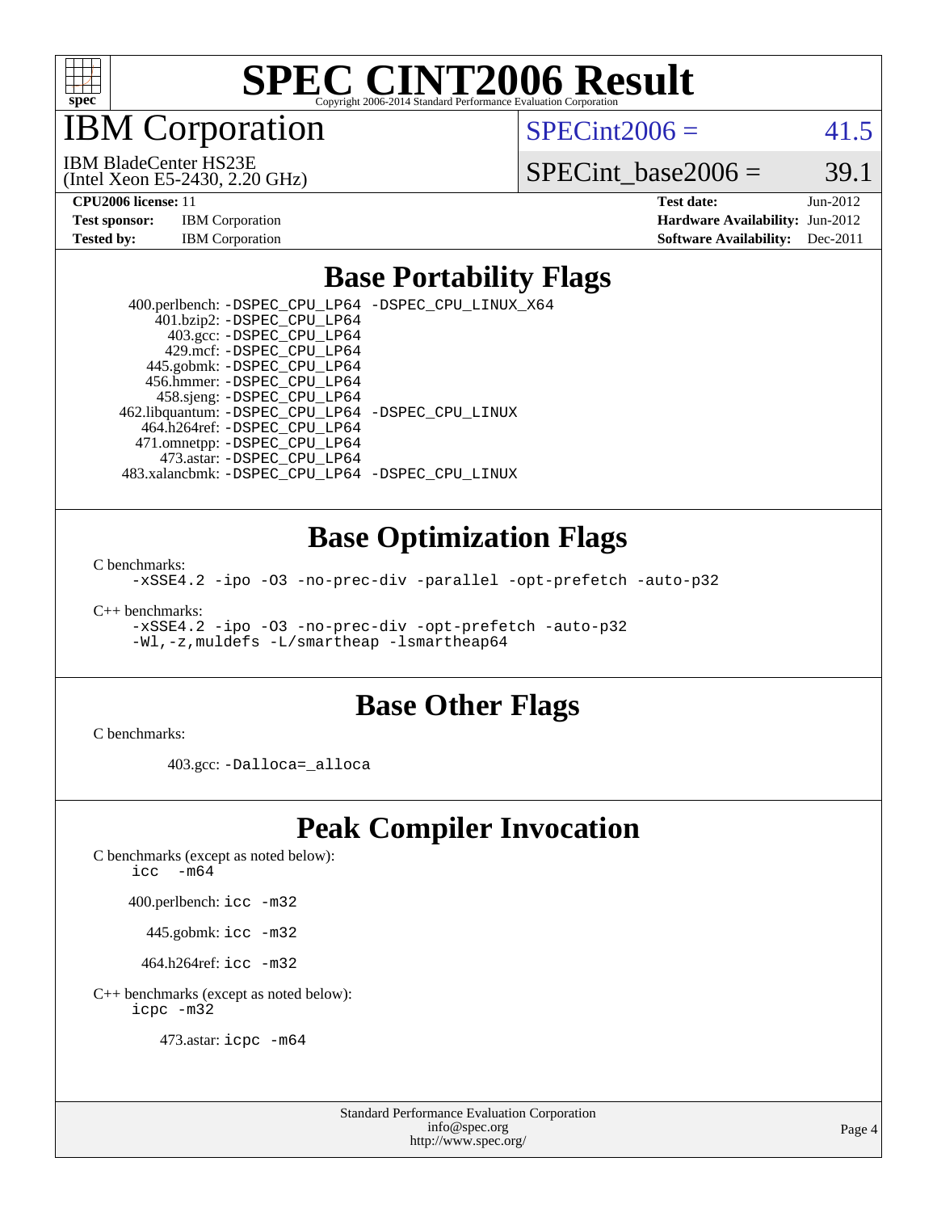# SPEC CINT2006 Result

Copyright 2006-2014 Standard Performance Evaluation Corporation

## IBM Corporation

IBM BladeCenter HS23E
(Intel Xeon E5-2430, 2.20 GHz)

SPECint2006 = 41.5

SPECint_base2006 = 39.1

**CPU2006 license:** 11
**Test sponsor:** IBM Corporation
**Tested by:** IBM Corporation

**Test date:** Jun-2012
**Hardware Availability:** Jun-2012
**Software Availability:** Dec-2011

## Base Portability Flags

400.perlbench: -DSPEC_CPU_LP64 -DSPEC_CPU_LINUX_X64
401.bzip2: -DSPEC_CPU_LP64
403.gcc: -DSPEC_CPU_LP64
429.mcf: -DSPEC_CPU_LP64
445.gobmk: -DSPEC_CPU_LP64
456.hmmer: -DSPEC_CPU_LP64
458.sjeng: -DSPEC_CPU_LP64
462.libquantum: -DSPEC_CPU_LP64 -DSPEC_CPU_LINUX
464.h264ref: -DSPEC_CPU_LP64
471.omnetpp: -DSPEC_CPU_LP64
473.astar: -DSPEC_CPU_LP64
483.xalancbmk: -DSPEC_CPU_LP64 -DSPEC_CPU_LINUX

## Base Optimization Flags

C benchmarks:
-xSSE4.2 -ipo -O3 -no-prec-div -parallel -opt-prefetch -auto-p32

C++ benchmarks:
-xSSE4.2 -ipo -O3 -no-prec-div -opt-prefetch -auto-p32
-Wl,-z,muldefs -L/smartheap -lsmartheap64

## Base Other Flags

C benchmarks:

403.gcc: -Dalloca=_alloca

## Peak Compiler Invocation

C benchmarks (except as noted below):
icc -m64

400.perlbench: icc -m32

445.gobmk: icc -m32

464.h264ref: icc -m32

C++ benchmarks (except as noted below):
icpc -m32

473.astar: icpc -m64

Standard Performance Evaluation Corporation
info@spec.org
http://www.spec.org/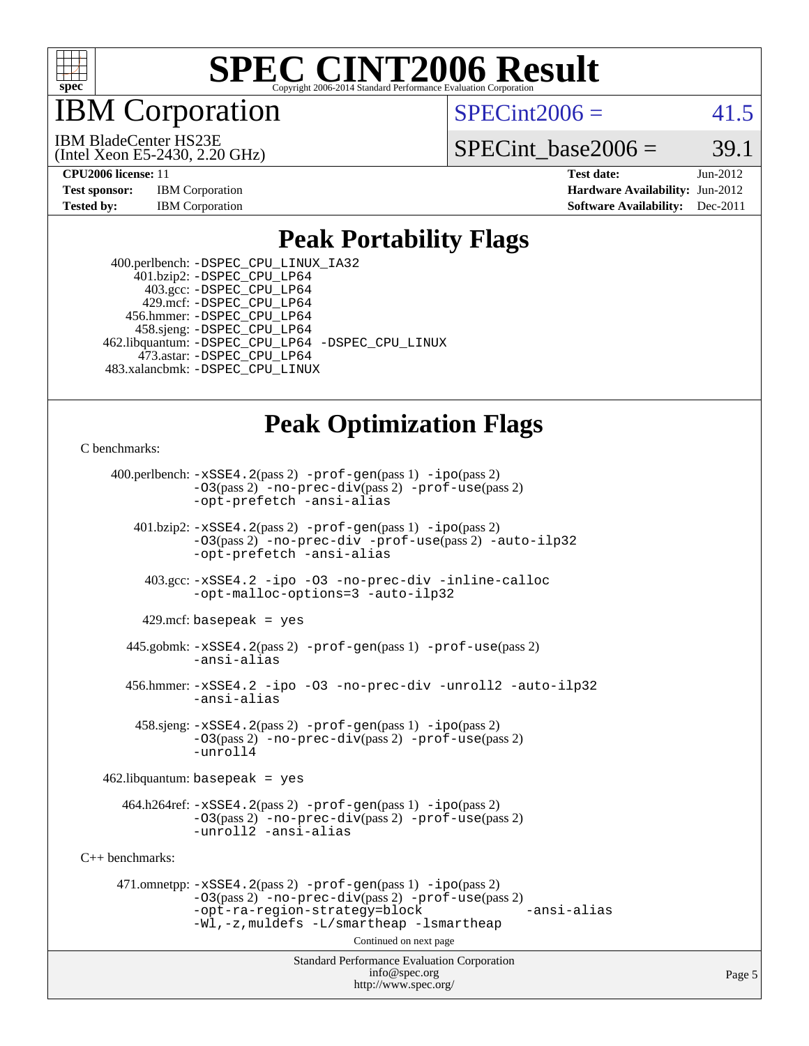# SPEC CINT2006 Result

Copyright 2006-2014 Standard Performance Evaluation Corporation

# IBM Corporation

IBM BladeCenter HS23E
(Intel Xeon E5-2430, 2.20 GHz)

SPECint2006 = 41.5

SPECint_base2006 = 39.1

| | | | |
|---|---|---|---|
| **CPU2006 license:** 11 | | **Test date:** | Jun-2012 |
| **Test sponsor:** | IBM Corporation | **Hardware Availability:** | Jun-2012 |
| **Tested by:** | IBM Corporation | **Software Availability:** | Dec-2011 |

## Peak Portability Flags

400.perlbench: -DSPEC_CPU_LINUX_IA32
401.bzip2: -DSPEC_CPU_LP64
403.gcc: -DSPEC_CPU_LP64
429.mcf: -DSPEC_CPU_LP64
456.hmmer: -DSPEC_CPU_LP64
458.sjeng: -DSPEC_CPU_LP64
462.libquantum: -DSPEC_CPU_LP64 -DSPEC_CPU_LINUX
473.astar: -DSPEC_CPU_LP64
483.xalancbmk: -DSPEC_CPU_LINUX

## Peak Optimization Flags

C benchmarks:

400.perlbench: -xSSE4.2(pass 2) -prof-gen(pass 1) -ipo(pass 2) -O3(pass 2) -no-prec-div(pass 2) -prof-use(pass 2) -opt-prefetch -ansi-alias

401.bzip2: -xSSE4.2(pass 2) -prof-gen(pass 1) -ipo(pass 2) -O3(pass 2) -no-prec-div -prof-use(pass 2) -auto-ilp32 -opt-prefetch -ansi-alias

403.gcc: -xSSE4.2 -ipo -O3 -no-prec-div -inline-calloc -opt-malloc-options=3 -auto-ilp32

429.mcf: basepeak = yes

445.gobmk: -xSSE4.2(pass 2) -prof-gen(pass 1) -prof-use(pass 2) -ansi-alias

456.hmmer: -xSSE4.2 -ipo -O3 -no-prec-div -unroll2 -auto-ilp32 -ansi-alias

458.sjeng: -xSSE4.2(pass 2) -prof-gen(pass 1) -ipo(pass 2) -O3(pass 2) -no-prec-div(pass 2) -prof-use(pass 2) -unroll4

462.libquantum: basepeak = yes

464.h264ref: -xSSE4.2(pass 2) -prof-gen(pass 1) -ipo(pass 2) -O3(pass 2) -no-prec-div(pass 2) -prof-use(pass 2) -unroll2 -ansi-alias

C++ benchmarks:

471.omnetpp: -xSSE4.2(pass 2) -prof-gen(pass 1) -ipo(pass 2) -O3(pass 2) -no-prec-div(pass 2) -prof-use(pass 2) -opt-ra-region-strategy=block -ansi-alias -Wl,-z,muldefs -L/smartheap -lsmartheap

Continued on next page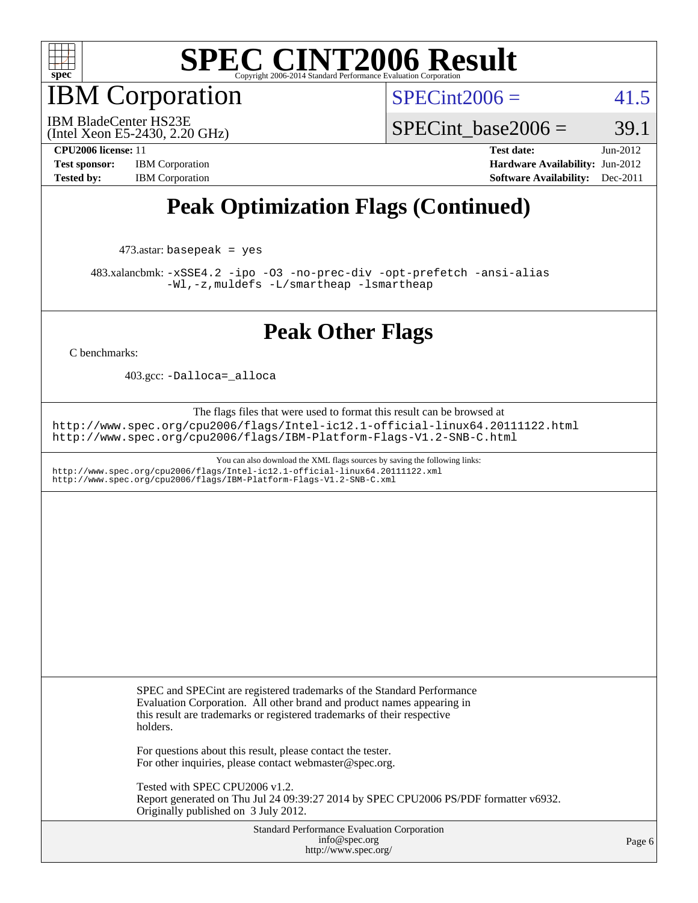# Peak Optimization Flags (Continued)

473.astar: `basepeak = yes`

483.xalancbmk: `-xSSE4.2 -ipo -O3 -no-prec-div -opt-prefetch -ansi-alias -Wl,-z,muldefs -L/smartheap -lsmartheap`

# Peak Other Flags

C benchmarks:

403.gcc: `-Dalloca=_alloca`

The flags files that were used to format this result can be browsed at
http://www.spec.org/cpu2006/flags/Intel-ic12.1-official-linux64.20111122.html
http://www.spec.org/cpu2006/flags/IBM-Platform-Flags-V1.2-SNB-C.html

You can also download the XML flags sources by saving the following links:
http://www.spec.org/cpu2006/flags/Intel-ic12.1-official-linux64.20111122.xml
http://www.spec.org/cpu2006/flags/IBM-Platform-Flags-V1.2-SNB-C.xml

SPEC and SPECint are registered trademarks of the Standard Performance Evaluation Corporation. All other brand and product names appearing in this result are trademarks or registered trademarks of their respective holders.

For questions about this result, please contact the tester.
For other inquiries, please contact webmaster@spec.org.

Tested with SPEC CPU2006 v1.2.
Report generated on Thu Jul 24 09:39:27 2014 by SPEC CPU2006 PS/PDF formatter v6932.
Originally published on 3 July 2012.